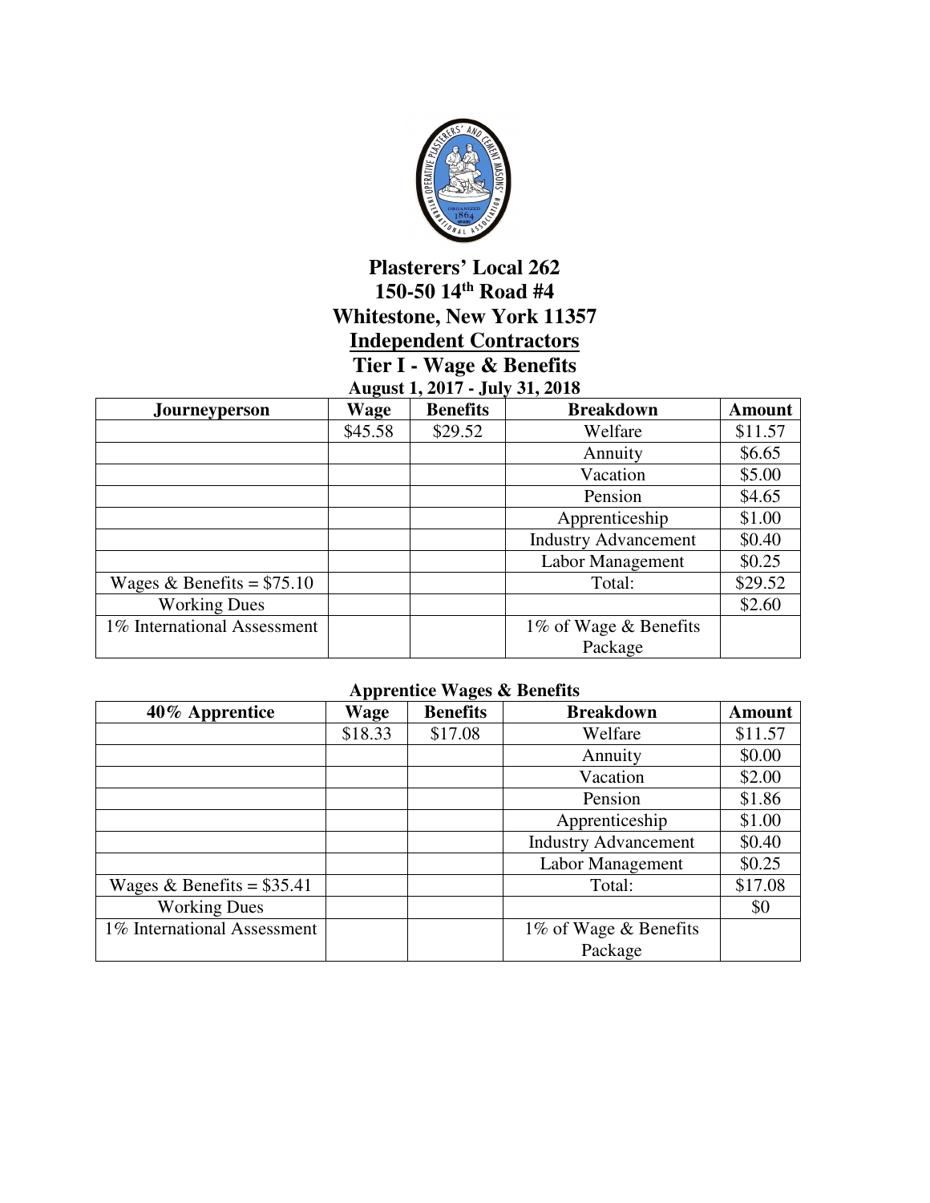# Plasterers' Local 262

## 150-50 14th Road #4

## Whitestone, New York 11357

## Independent Contractors

## Tier I - Wage & Benefits

### August 1, 2017 - July 31, 2018

| Journeyperson | Wage | Benefits | Breakdown | Amount |
|---|---|---|---|---|
| | $45.58 | $29.52 | Welfare | $11.57 |
| | | | Annuity | $6.65 |
| | | | Vacation | $5.00 |
| | | | Pension | $4.65 |
| | | | Apprenticeship | $1.00 |
| | | | Industry Advancement | $0.40 |
| | | | Labor Management | $0.25 |
| Wages & Benefits = $75.10 | | | Total: | $29.52 |
| Working Dues | | | | $2.60 |
| 1% International Assessment | | | 1% of Wage & Benefits Package | |

### Apprentice Wages & Benefits

| 40% Apprentice | Wage | Benefits | Breakdown | Amount |
|---|---|---|---|---|
| | $18.33 | $17.08 | Welfare | $11.57 |
| | | | Annuity | $0.00 |
| | | | Vacation | $2.00 |
| | | | Pension | $1.86 |
| | | | Apprenticeship | $1.00 |
| | | | Industry Advancement | $0.40 |
| | | | Labor Management | $0.25 |
| Wages & Benefits = $35.41 | | | Total: | $17.08 |
| Working Dues | | | | $0 |
| 1% International Assessment | | | 1% of Wage & Benefits Package | |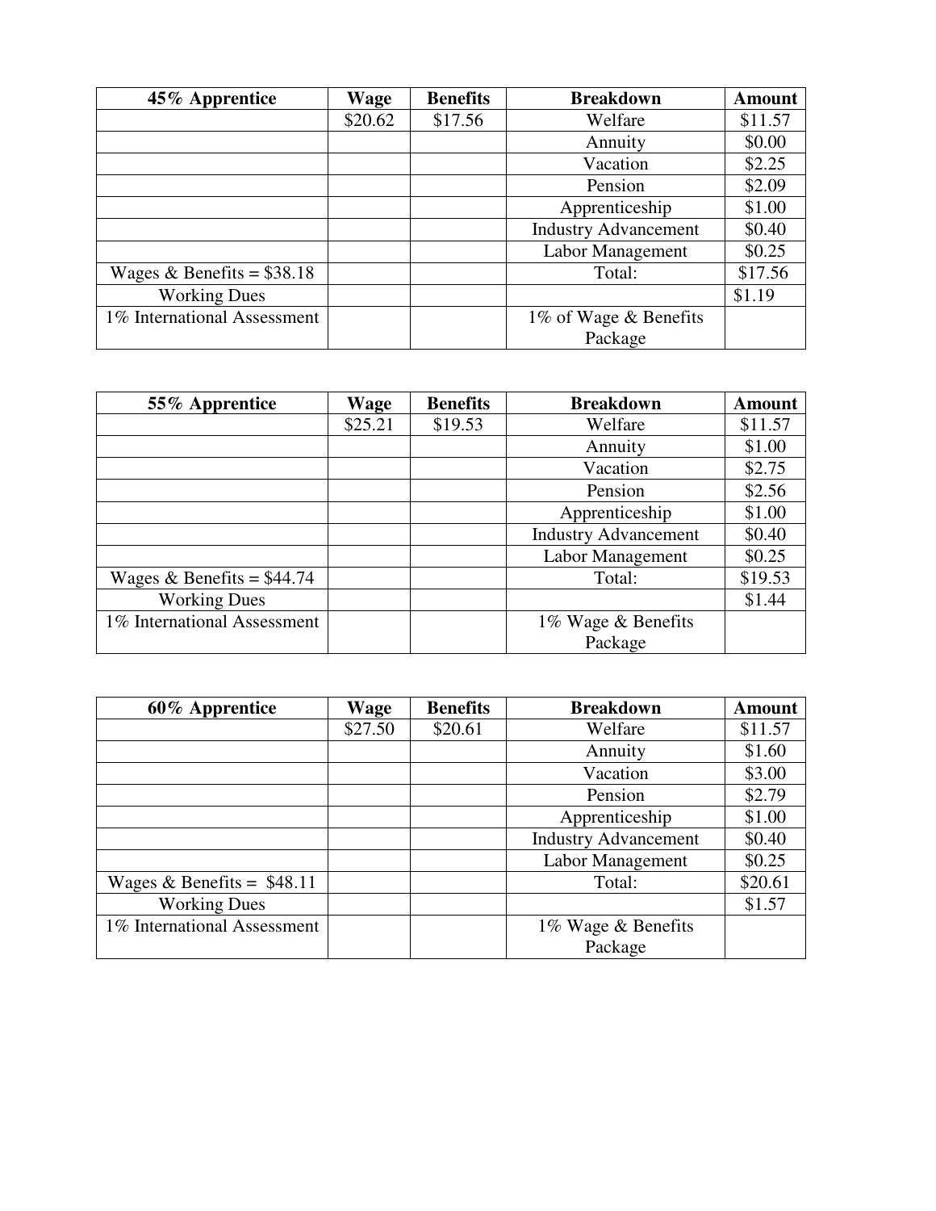| 45% Apprentice | Wage | Benefits | Breakdown | Amount |
|---|---|---|---|---|
| | $20.62 | $17.56 | Welfare | $11.57 |
| | | | Annuity | $0.00 |
| | | | Vacation | $2.25 |
| | | | Pension | $2.09 |
| | | | Apprenticeship | $1.00 |
| | | | Industry Advancement | $0.40 |
| | | | Labor Management | $0.25 |
| Wages & Benefits = $38.18 | | | Total: | $17.56 |
| Working Dues | | | | $1.19 |
| 1% International Assessment | | | 1% of Wage & Benefits Package | |

| 55% Apprentice | Wage | Benefits | Breakdown | Amount |
|---|---|---|---|---|
| | $25.21 | $19.53 | Welfare | $11.57 |
| | | | Annuity | $1.00 |
| | | | Vacation | $2.75 |
| | | | Pension | $2.56 |
| | | | Apprenticeship | $1.00 |
| | | | Industry Advancement | $0.40 |
| | | | Labor Management | $0.25 |
| Wages & Benefits = $44.74 | | | Total: | $19.53 |
| Working Dues | | | | $1.44 |
| 1% International Assessment | | | 1% Wage & Benefits Package | |

| 60% Apprentice | Wage | Benefits | Breakdown | Amount |
|---|---|---|---|---|
| | $27.50 | $20.61 | Welfare | $11.57 |
| | | | Annuity | $1.60 |
| | | | Vacation | $3.00 |
| | | | Pension | $2.79 |
| | | | Apprenticeship | $1.00 |
| | | | Industry Advancement | $0.40 |
| | | | Labor Management | $0.25 |
| Wages & Benefits = $48.11 | | | Total: | $20.61 |
| Working Dues | | | | $1.57 |
| 1% International Assessment | | | 1% Wage & Benefits Package | |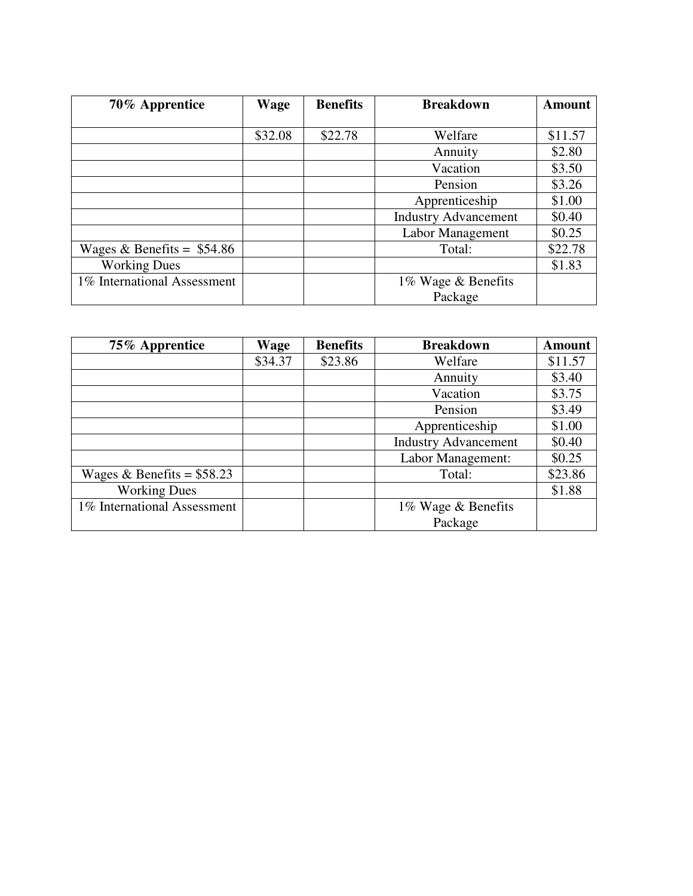| 70% Apprentice | Wage | Benefits | Breakdown | Amount |
|---|---|---|---|---|
| | $32.08 | $22.78 | Welfare | $11.57 |
| | | | Annuity | $2.80 |
| | | | Vacation | $3.50 |
| | | | Pension | $3.26 |
| | | | Apprenticeship | $1.00 |
| | | | Industry Advancement | $0.40 |
| | | | Labor Management | $0.25 |
| Wages & Benefits = $54.86 | | | Total: | $22.78 |
| Working Dues | | | | $1.83 |
| 1% International Assessment | | | 1% Wage & Benefits Package | |

| 75% Apprentice | Wage | Benefits | Breakdown | Amount |
|---|---|---|---|---|
| | $34.37 | $23.86 | Welfare | $11.57 |
| | | | Annuity | $3.40 |
| | | | Vacation | $3.75 |
| | | | Pension | $3.49 |
| | | | Apprenticeship | $1.00 |
| | | | Industry Advancement | $0.40 |
| | | | Labor Management: | $0.25 |
| Wages & Benefits = $58.23 | | | Total: | $23.86 |
| Working Dues | | | | $1.88 |
| 1% International Assessment | | | 1% Wage & Benefits Package | |